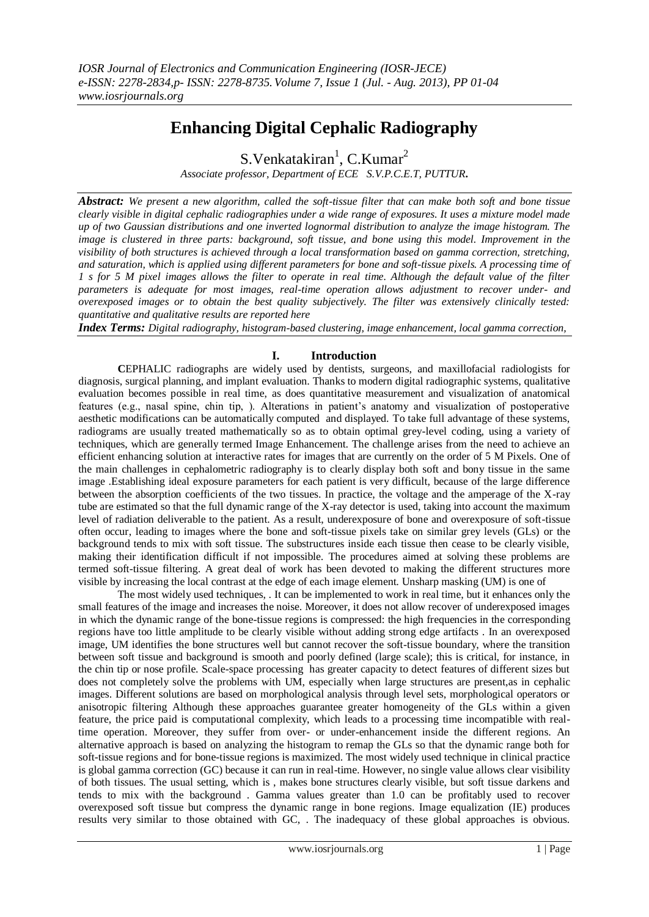# Enhancing Digital Cephalic Radiography

S.Venkatakiran[1], C.Kumar[2]

*Associate professor, Department of ECE S.V.P.C.E.T, PUTTUR.*

***Abstract:*** *We present a new algorithm, called the soft-tissue filter that can make both soft and bone tissue clearly visible in digital cephalic radiographies under a wide range of exposures. It uses a mixture model made up of two Gaussian distributions and one inverted lognormal distribution to analyze the image histogram. The image is clustered in three parts: background, soft tissue, and bone using this model. Improvement in the visibility of both structures is achieved through a local transformation based on gamma correction, stretching, and saturation, which is applied using different parameters for bone and soft-tissue pixels. A processing time of 1 s for 5 M pixel images allows the filter to operate in real time. Although the default value of the filter parameters is adequate for most images, real-time operation allows adjustment to recover under- and overexposed images or to obtain the best quality subjectively. The filter was extensively clinically tested: quantitative and qualitative results are reported here*

***Index Terms:*** *Digital radiography, histogram-based clustering, image enhancement, local gamma correction,*

## I. Introduction

**C**EPHALIC radiographs are widely used by dentists, surgeons, and maxillofacial radiologists for diagnosis, surgical planning, and implant evaluation. Thanks to modern digital radiographic systems, qualitative evaluation becomes possible in real time, as does quantitative measurement and visualization of anatomical features (e.g., nasal spine, chin tip, ). Alterations in patient's anatomy and visualization of postoperative aesthetic modifications can be automatically computed and displayed. To take full advantage of these systems, radiograms are usually treated mathematically so as to obtain optimal grey-level coding, using a variety of techniques, which are generally termed Image Enhancement. The challenge arises from the need to achieve an efficient enhancing solution at interactive rates for images that are currently on the order of 5 M Pixels. One of the main challenges in cephalometric radiography is to clearly display both soft and bony tissue in the same image .Establishing ideal exposure parameters for each patient is very difficult, because of the large difference between the absorption coefficients of the two tissues. In practice, the voltage and the amperage of the X-ray tube are estimated so that the full dynamic range of the X-ray detector is used, taking into account the maximum level of radiation deliverable to the patient. As a result, underexposure of bone and overexposure of soft-tissue often occur, leading to images where the bone and soft-tissue pixels take on similar grey levels (GLs) or the background tends to mix with soft tissue. The substructures inside each tissue then cease to be clearly visible, making their identification difficult if not impossible. The procedures aimed at solving these problems are termed soft-tissue filtering. A great deal of work has been devoted to making the different structures more visible by increasing the local contrast at the edge of each image element. Unsharp masking (UM) is one of

The most widely used techniques, . It can be implemented to work in real time, but it enhances only the small features of the image and increases the noise. Moreover, it does not allow recover of underexposed images in which the dynamic range of the bone-tissue regions is compressed: the high frequencies in the corresponding regions have too little amplitude to be clearly visible without adding strong edge artifacts . In an overexposed image, UM identifies the bone structures well but cannot recover the soft-tissue boundary, where the transition between soft tissue and background is smooth and poorly defined (large scale); this is critical, for instance, in the chin tip or nose profile. Scale-space processing has greater capacity to detect features of different sizes but does not completely solve the problems with UM, especially when large structures are present,as in cephalic images. Different solutions are based on morphological analysis through level sets, morphological operators or anisotropic filtering Although these approaches guarantee greater homogeneity of the GLs within a given feature, the price paid is computational complexity, which leads to a processing time incompatible with real-time operation. Moreover, they suffer from over- or under-enhancement inside the different regions. An alternative approach is based on analyzing the histogram to remap the GLs so that the dynamic range both for soft-tissue regions and for bone-tissue regions is maximized. The most widely used technique in clinical practice is global gamma correction (GC) because it can run in real-time. However, no single value allows clear visibility of both tissues. The usual setting, which is , makes bone structures clearly visible, but soft tissue darkens and tends to mix with the background . Gamma values greater than 1.0 can be profitably used to recover overexposed soft tissue but compress the dynamic range in bone regions. Image equalization (IE) produces results very similar to those obtained with GC, . The inadequacy of these global approaches is obvious.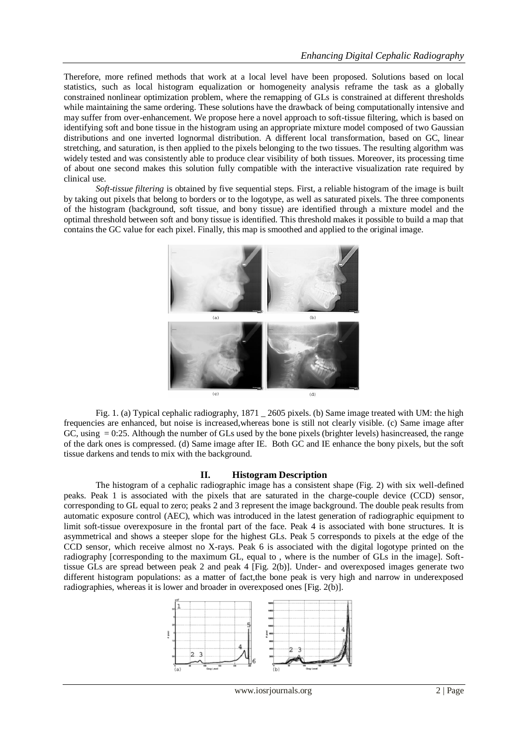Therefore, more refined methods that work at a local level have been proposed. Solutions based on local statistics, such as local histogram equalization or homogeneity analysis reframe the task as a globally constrained nonlinear optimization problem, where the remapping of GLs is constrained at different thresholds while maintaining the same ordering. These solutions have the drawback of being computationally intensive and may suffer from over-enhancement. We propose here a novel approach to soft-tissue filtering, which is based on identifying soft and bone tissue in the histogram using an appropriate mixture model composed of two Gaussian distributions and one inverted lognormal distribution. A different local transformation, based on GC, linear stretching, and saturation, is then applied to the pixels belonging to the two tissues. The resulting algorithm was widely tested and was consistently able to produce clear visibility of both tissues. Moreover, its processing time of about one second makes this solution fully compatible with the interactive visualization rate required by clinical use.

*Soft-tissue filtering* is obtained by five sequential steps. First, a reliable histogram of the image is built by taking out pixels that belong to borders or to the logotype, as well as saturated pixels. The three components of the histogram (background, soft tissue, and bony tissue) are identified through a mixture model and the optimal threshold between soft and bony tissue is identified. This threshold makes it possible to build a map that contains the GC value for each pixel. Finally, this map is smoothed and applied to the original image.

Fig. 1. (a) Typical cephalic radiography, 1871 _ 2605 pixels. (b) Same image treated with UM: the high frequencies are enhanced, but noise is increased,whereas bone is still not clearly visible. (c) Same image after GC, using = 0:25. Although the number of GLs used by the bone pixels (brighter levels) hasincreased, the range of the dark ones is compressed. (d) Same image after IE. Both GC and IE enhance the bony pixels, but the soft tissue darkens and tends to mix with the background.

## II. Histogram Description

The histogram of a cephalic radiographic image has a consistent shape (Fig. 2) with six well-defined peaks. Peak 1 is associated with the pixels that are saturated in the charge-couple device (CCD) sensor, corresponding to GL equal to zero; peaks 2 and 3 represent the image background. The double peak results from automatic exposure control (AEC), which was introduced in the latest generation of radiographic equipment to limit soft-tissue overexposure in the frontal part of the face. Peak 4 is associated with bone structures. It is asymmetrical and shows a steeper slope for the highest GLs. Peak 5 corresponds to pixels at the edge of the CCD sensor, which receive almost no X-rays. Peak 6 is associated with the digital logotype printed on the radiography [corresponding to the maximum GL, equal to , where is the number of GLs in the image]. Soft-tissue GLs are spread between peak 2 and peak 4 [Fig. 2(b)]. Under- and overexposed images generate two different histogram populations: as a matter of fact,the bone peak is very high and narrow in underexposed radiographies, whereas it is lower and broader in overexposed ones [Fig. 2(b)].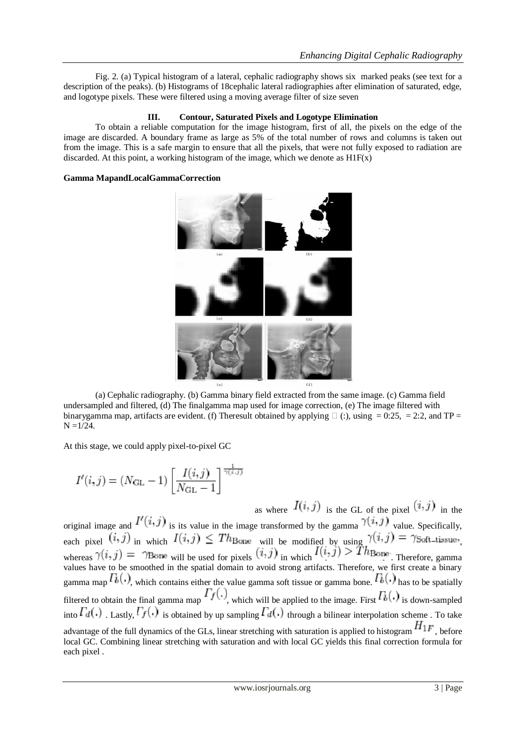Fig. 2. (a) Typical histogram of a lateral, cephalic radiography shows six marked peaks (see text for a description of the peaks). (b) Histograms of 18cephalic lateral radiographies after elimination of saturated, edge, and logotype pixels. These were filtered using a moving average filter of size seven

### III. Contour, Saturated Pixels and Logotype Elimination

To obtain a reliable computation for the image histogram, first of all, the pixels on the edge of the image are discarded. A boundary frame as large as 5% of the total number of rows and columns is taken out from the image. This is a safe margin to ensure that all the pixels, that were not fully exposed to radiation are discarded. At this point, a working histogram of the image, which we denote as H1F(x)

**Gamma MapandLocalGammaCorrection**

(a) Cephalic radiography. (b) Gamma binary field extracted from the same image. (c) Gamma field undersampled and filtered, (d) The finalgamma map used for image correction, (e) The image filtered with binarygamma map, artifacts are evident. (f) Theresult obtained by applying  (:), using = 0:25, = 2:2, and TP = N =1/24.

At this stage, we could apply pixel-to-pixel GC

$$I'(i,j) = (N_{\mathrm{GL}} - 1)\left[\frac{I(i,j)}{N_{\mathrm{GL}} - 1}\right]^{\frac{1}{\gamma(i,j)}}$$

as where $I(i,j)$ is the GL of the pixel $(i,j)$ in the original image and $I'(i,j)$ is its value in the image transformed by the gamma $\gamma(i,j)$ value. Specifically, each pixel $(i,j)$ in which $I(i,j) \leq Th_{\mathrm{Bone}}$ will be modified by using $\gamma(i,j) = \gamma_{\mathrm{Soft\_tissue}}$, whereas $\gamma(i,j) = \gamma_{\mathrm{Bone}}$ will be used for pixels $(i,j)$ in which $I(i,j) > Th_{\mathrm{Bone}}$. Therefore, gamma values have to be smoothed in the spatial domain to avoid strong artifacts. Therefore, we first create a binary gamma map $\Gamma_b(\cdot)$, which contains either the value gamma soft tissue or gamma bone. $\Gamma_b(\cdot)$ has to be spatially filtered to obtain the final gamma map $\Gamma_f(\cdot)$, which will be applied to the image. First $\Gamma_b(\cdot)$ is down-sampled into $\Gamma_d(\cdot)$ . Lastly, $\Gamma_f(\cdot)$ is obtained by up sampling $\Gamma_d(\cdot)$ through a bilinear interpolation scheme . To take advantage of the full dynamics of the GLs, linear stretching with saturation is applied to histogram $H_{1F}$, before local GC. Combining linear stretching with saturation and with local GC yields this final correction formula for each pixel .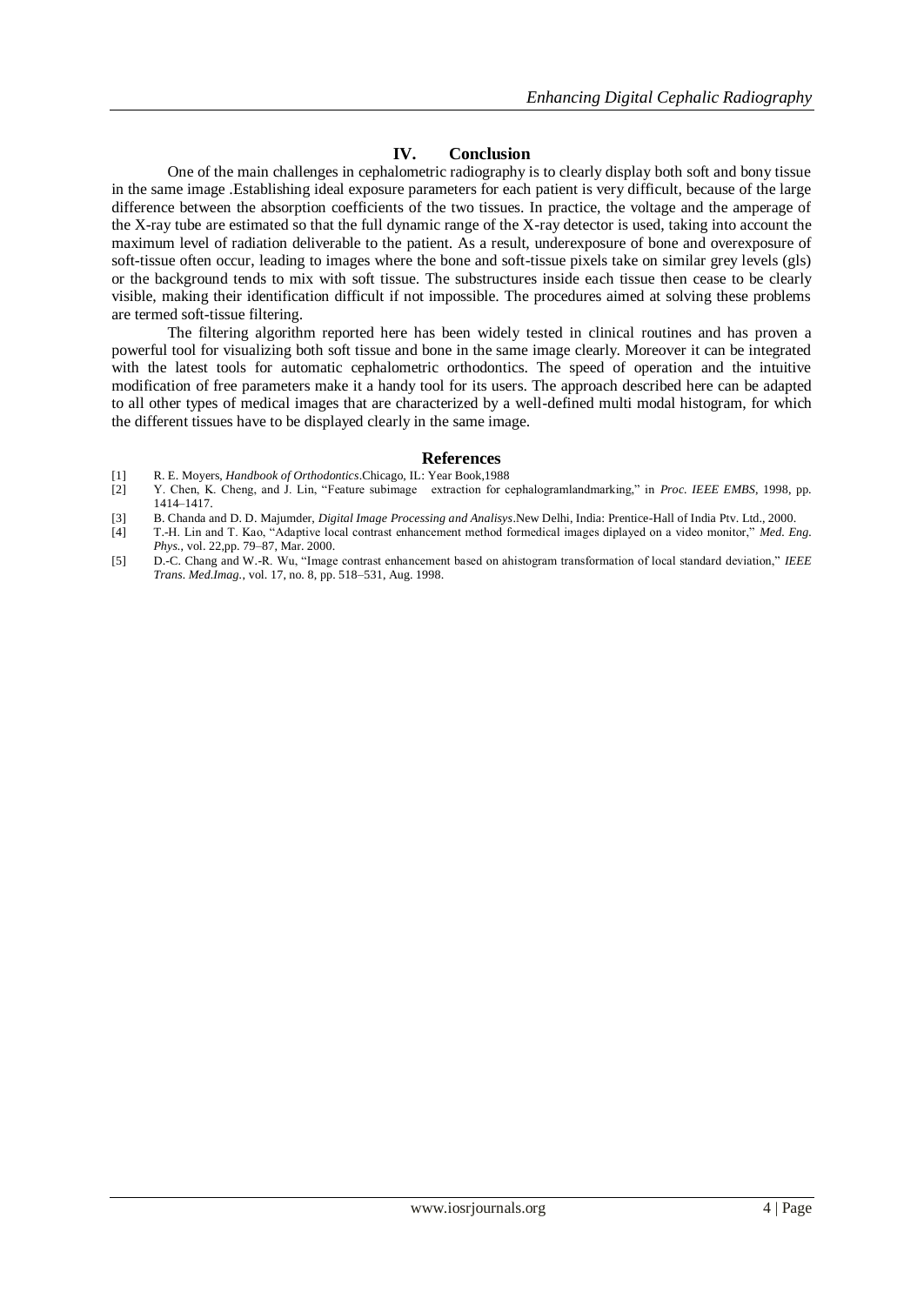## IV. Conclusion

One of the main challenges in cephalometric radiography is to clearly display both soft and bony tissue in the same image .Establishing ideal exposure parameters for each patient is very difficult, because of the large difference between the absorption coefficients of the two tissues. In practice, the voltage and the amperage of the X-ray tube are estimated so that the full dynamic range of the X-ray detector is used, taking into account the maximum level of radiation deliverable to the patient. As a result, underexposure of bone and overexposure of soft-tissue often occur, leading to images where the bone and soft-tissue pixels take on similar grey levels (gls) or the background tends to mix with soft tissue. The substructures inside each tissue then cease to be clearly visible, making their identification difficult if not impossible. The procedures aimed at solving these problems are termed soft-tissue filtering.

The filtering algorithm reported here has been widely tested in clinical routines and has proven a powerful tool for visualizing both soft tissue and bone in the same image clearly. Moreover it can be integrated with the latest tools for automatic cephalometric orthodontics. The speed of operation and the intuitive modification of free parameters make it a handy tool for its users. The approach described here can be adapted to all other types of medical images that are characterized by a well-defined multi modal histogram, for which the different tissues have to be displayed clearly in the same image.

## References

[1] R. E. Moyers, *Handbook of Orthodontics*.Chicago, IL: Year Book,1988

[2] Y. Chen, K. Cheng, and J. Lin, "Feature subimage extraction for cephalogramlandmarking," in *Proc. IEEE EMBS*, 1998, pp. 1414–1417.

[3] B. Chanda and D. D. Majumder, *Digital Image Processing and Analisys*.New Delhi, India: Prentice-Hall of India Ptv. Ltd., 2000.

[4] T.-H. Lin and T. Kao, "Adaptive local contrast enhancement method formedical images diplayed on a video monitor," *Med. Eng. Phys.*, vol. 22,pp. 79–87, Mar. 2000.

[5] D.-C. Chang and W.-R. Wu, "Image contrast enhancement based on ahistogram transformation of local standard deviation," *IEEE Trans. Med.Imag.*, vol. 17, no. 8, pp. 518–531, Aug. 1998.